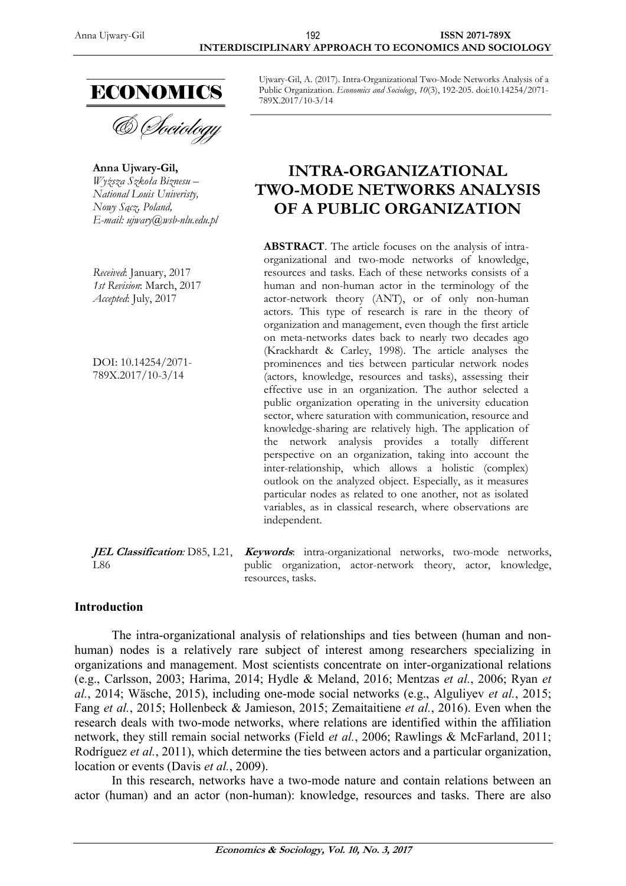**ECONOMICS**

*& Sociology*

Ujwary-Gil, A. (2017). Intra-Organizational Two-Mode Networks Analysis of a Public Organization. *Economics and Sociology*, *10*(3), 192-205. doi:10.14254/2071-789X.2017/10-3/14

**Anna Ujwary-Gil,**
*Wyższa Szkoła Biznesu – National Louis Univeristy, Nowy Sącz, Poland,*
*E-mail: ujwary@wsb-nlu.edu.pl*

# INTRA-ORGANIZATIONAL TWO-MODE NETWORKS ANALYSIS OF A PUBLIC ORGANIZATION

*Received*: January, 2017
*1st Revision*: March, 2017
*Accepted*: July, 2017

DOI: 10.14254/2071-789X.2017/10-3/14

**ABSTRACT**. The article focuses on the analysis of intra-organizational and two-mode networks of knowledge, resources and tasks. Each of these networks consists of a human and non-human actor in the terminology of the actor-network theory (ANT), or of only non-human actors. This type of research is rare in the theory of organization and management, even though the first article on meta-networks dates back to nearly two decades ago (Krackhardt & Carley, 1998). The article analyses the prominences and ties between particular network nodes (actors, knowledge, resources and tasks), assessing their effective use in an organization. The author selected a public organization operating in the university education sector, where saturation with communication, resource and knowledge-sharing are relatively high. The application of the network analysis provides a totally different perspective on an organization, taking into account the inter-relationship, which allows a holistic (complex) outlook on the analyzed object. Especially, as it measures particular nodes as related to one another, not as isolated variables, as in classical research, where observations are independent.

***JEL Classification**:* D85, L21, L86

***Keywords***: intra-organizational networks, two-mode networks, public organization, actor-network theory, actor, knowledge, resources, tasks.

## Introduction

The intra-organizational analysis of relationships and ties between (human and non-human) nodes is a relatively rare subject of interest among researchers specializing in organizations and management. Most scientists concentrate on inter-organizational relations (e.g., Carlsson, 2003; Harima, 2014; Hydle & Meland, 2016; Mentzas *et al.*, 2006; Ryan *et al.*, 2014; Wäsche, 2015), including one-mode social networks (e.g., Alguliyev *et al.*, 2015; Fang *et al.*, 2015; Hollenbeck & Jamieson, 2015; Zemaitaitiene *et al.*, 2016). Even when the research deals with two-mode networks, where relations are identified within the affiliation network, they still remain social networks (Field *et al.*, 2006; Rawlings & McFarland, 2011; Rodríguez *et al.*, 2011), which determine the ties between actors and a particular organization, location or events (Davis *et al.*, 2009).

In this research, networks have a two-mode nature and contain relations between an actor (human) and an actor (non-human): knowledge, resources and tasks. There are also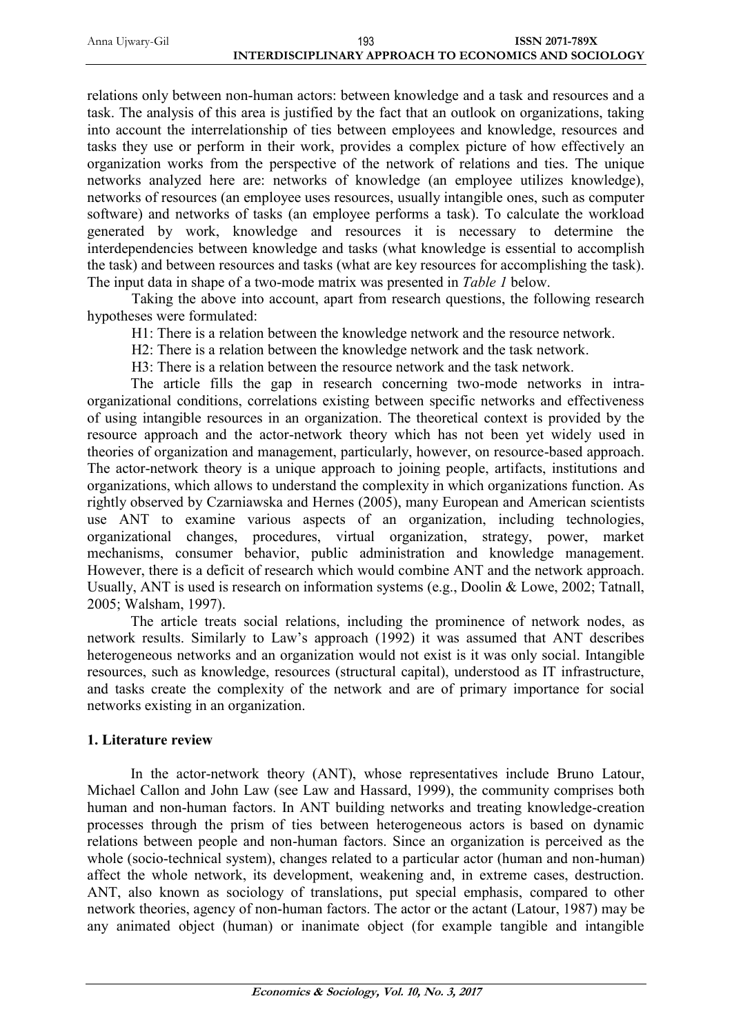relations only between non-human actors: between knowledge and a task and resources and a task. The analysis of this area is justified by the fact that an outlook on organizations, taking into account the interrelationship of ties between employees and knowledge, resources and tasks they use or perform in their work, provides a complex picture of how effectively an organization works from the perspective of the network of relations and ties. The unique networks analyzed here are: networks of knowledge (an employee utilizes knowledge), networks of resources (an employee uses resources, usually intangible ones, such as computer software) and networks of tasks (an employee performs a task). To calculate the workload generated by work, knowledge and resources it is necessary to determine the interdependencies between knowledge and tasks (what knowledge is essential to accomplish the task) and between resources and tasks (what are key resources for accomplishing the task). The input data in shape of a two-mode matrix was presented in *Table 1* below.

Taking the above into account, apart from research questions, the following research hypotheses were formulated:

H1: There is a relation between the knowledge network and the resource network.

H2: There is a relation between the knowledge network and the task network.

H3: There is a relation between the resource network and the task network.

The article fills the gap in research concerning two-mode networks in intra-organizational conditions, correlations existing between specific networks and effectiveness of using intangible resources in an organization. The theoretical context is provided by the resource approach and the actor-network theory which has not been yet widely used in theories of organization and management, particularly, however, on resource-based approach. The actor-network theory is a unique approach to joining people, artifacts, institutions and organizations, which allows to understand the complexity in which organizations function. As rightly observed by Czarniawska and Hernes (2005), many European and American scientists use ANT to examine various aspects of an organization, including technologies, organizational changes, procedures, virtual organization, strategy, power, market mechanisms, consumer behavior, public administration and knowledge management. However, there is a deficit of research which would combine ANT and the network approach. Usually, ANT is used is research on information systems (e.g., Doolin & Lowe, 2002; Tatnall, 2005; Walsham, 1997).

The article treats social relations, including the prominence of network nodes, as network results. Similarly to Law's approach (1992) it was assumed that ANT describes heterogeneous networks and an organization would not exist is it was only social. Intangible resources, such as knowledge, resources (structural capital), understood as IT infrastructure, and tasks create the complexity of the network and are of primary importance for social networks existing in an organization.

## 1. Literature review

In the actor-network theory (ANT), whose representatives include Bruno Latour, Michael Callon and John Law (see Law and Hassard, 1999), the community comprises both human and non-human factors. In ANT building networks and treating knowledge-creation processes through the prism of ties between heterogeneous actors is based on dynamic relations between people and non-human factors. Since an organization is perceived as the whole (socio-technical system), changes related to a particular actor (human and non-human) affect the whole network, its development, weakening and, in extreme cases, destruction. ANT, also known as sociology of translations, put special emphasis, compared to other network theories, agency of non-human factors. The actor or the actant (Latour, 1987) may be any animated object (human) or inanimate object (for example tangible and intangible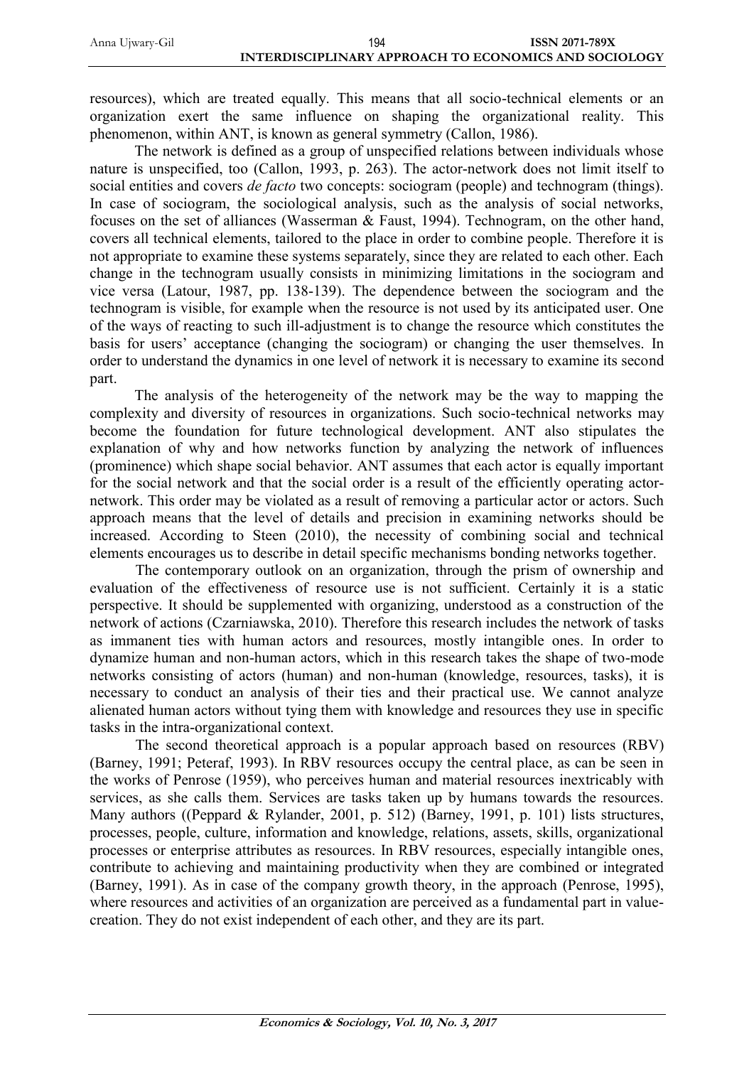resources), which are treated equally. This means that all socio-technical elements or an organization exert the same influence on shaping the organizational reality. This phenomenon, within ANT, is known as general symmetry (Callon, 1986).

The network is defined as a group of unspecified relations between individuals whose nature is unspecified, too (Callon, 1993, p. 263). The actor-network does not limit itself to social entities and covers *de facto* two concepts: sociogram (people) and technogram (things). In case of sociogram, the sociological analysis, such as the analysis of social networks, focuses on the set of alliances (Wasserman & Faust, 1994). Technogram, on the other hand, covers all technical elements, tailored to the place in order to combine people. Therefore it is not appropriate to examine these systems separately, since they are related to each other. Each change in the technogram usually consists in minimizing limitations in the sociogram and vice versa (Latour, 1987, pp. 138-139). The dependence between the sociogram and the technogram is visible, for example when the resource is not used by its anticipated user. One of the ways of reacting to such ill-adjustment is to change the resource which constitutes the basis for users' acceptance (changing the sociogram) or changing the user themselves. In order to understand the dynamics in one level of network it is necessary to examine its second part.

The analysis of the heterogeneity of the network may be the way to mapping the complexity and diversity of resources in organizations. Such socio-technical networks may become the foundation for future technological development. ANT also stipulates the explanation of why and how networks function by analyzing the network of influences (prominence) which shape social behavior. ANT assumes that each actor is equally important for the social network and that the social order is a result of the efficiently operating actor-network. This order may be violated as a result of removing a particular actor or actors. Such approach means that the level of details and precision in examining networks should be increased. According to Steen (2010), the necessity of combining social and technical elements encourages us to describe in detail specific mechanisms bonding networks together.

The contemporary outlook on an organization, through the prism of ownership and evaluation of the effectiveness of resource use is not sufficient. Certainly it is a static perspective. It should be supplemented with organizing, understood as a construction of the network of actions (Czarniawska, 2010). Therefore this research includes the network of tasks as immanent ties with human actors and resources, mostly intangible ones. In order to dynamize human and non-human actors, which in this research takes the shape of two-mode networks consisting of actors (human) and non-human (knowledge, resources, tasks), it is necessary to conduct an analysis of their ties and their practical use. We cannot analyze alienated human actors without tying them with knowledge and resources they use in specific tasks in the intra-organizational context.

The second theoretical approach is a popular approach based on resources (RBV) (Barney, 1991; Peteraf, 1993). In RBV resources occupy the central place, as can be seen in the works of Penrose (1959), who perceives human and material resources inextricably with services, as she calls them. Services are tasks taken up by humans towards the resources. Many authors ((Peppard & Rylander, 2001, p. 512) (Barney, 1991, p. 101) lists structures, processes, people, culture, information and knowledge, relations, assets, skills, organizational processes or enterprise attributes as resources. In RBV resources, especially intangible ones, contribute to achieving and maintaining productivity when they are combined or integrated (Barney, 1991). As in case of the company growth theory, in the approach (Penrose, 1995), where resources and activities of an organization are perceived as a fundamental part in value-creation. They do not exist independent of each other, and they are its part.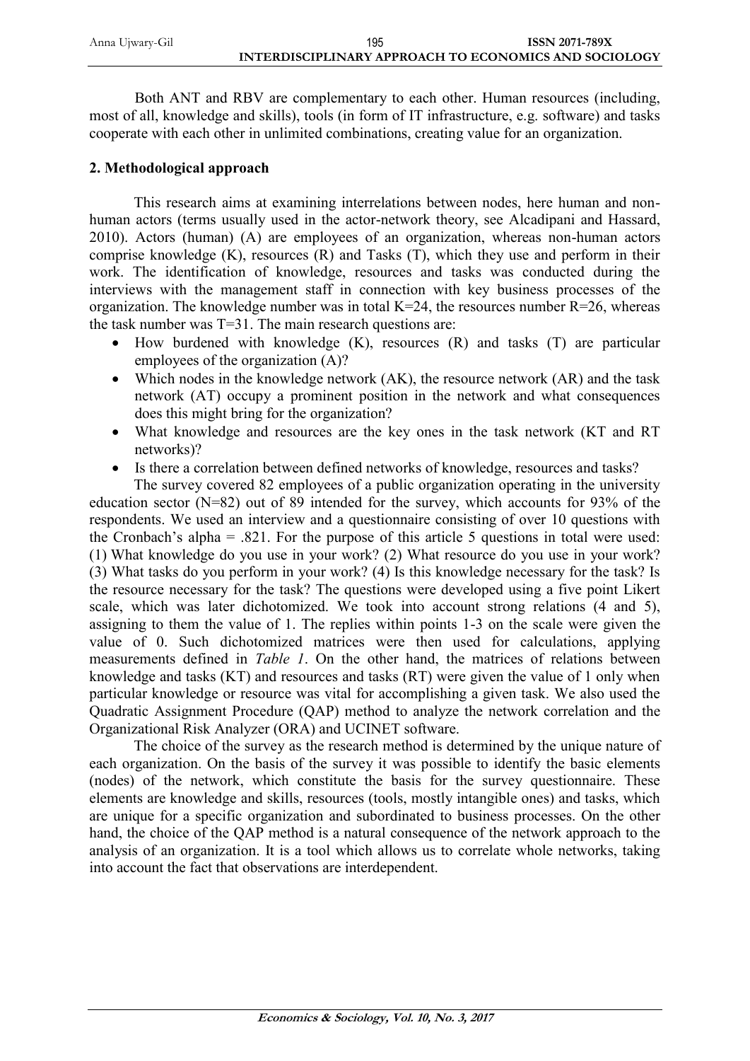Both ANT and RBV are complementary to each other. Human resources (including, most of all, knowledge and skills), tools (in form of IT infrastructure, e.g. software) and tasks cooperate with each other in unlimited combinations, creating value for an organization.

## 2. Methodological approach

This research aims at examining interrelations between nodes, here human and non-human actors (terms usually used in the actor-network theory, see Alcadipani and Hassard, 2010). Actors (human) (A) are employees of an organization, whereas non-human actors comprise knowledge (K), resources (R) and Tasks (T), which they use and perform in their work. The identification of knowledge, resources and tasks was conducted during the interviews with the management staff in connection with key business processes of the organization. The knowledge number was in total K=24, the resources number R=26, whereas the task number was T=31. The main research questions are:

- How burdened with knowledge (K), resources (R) and tasks (T) are particular employees of the organization (A)?
- Which nodes in the knowledge network (AK), the resource network (AR) and the task network (AT) occupy a prominent position in the network and what consequences does this might bring for the organization?
- What knowledge and resources are the key ones in the task network (KT and RT networks)?
- Is there a correlation between defined networks of knowledge, resources and tasks?

The survey covered 82 employees of a public organization operating in the university education sector (N=82) out of 89 intended for the survey, which accounts for 93% of the respondents. We used an interview and a questionnaire consisting of over 10 questions with the Cronbach's alpha = .821. For the purpose of this article 5 questions in total were used: (1) What knowledge do you use in your work? (2) What resource do you use in your work? (3) What tasks do you perform in your work? (4) Is this knowledge necessary for the task? Is the resource necessary for the task? The questions were developed using a five point Likert scale, which was later dichotomized. We took into account strong relations (4 and 5), assigning to them the value of 1. The replies within points 1-3 on the scale were given the value of 0. Such dichotomized matrices were then used for calculations, applying measurements defined in *Table 1*. On the other hand, the matrices of relations between knowledge and tasks (KT) and resources and tasks (RT) were given the value of 1 only when particular knowledge or resource was vital for accomplishing a given task. We also used the Quadratic Assignment Procedure (QAP) method to analyze the network correlation and the Organizational Risk Analyzer (ORA) and UCINET software.

The choice of the survey as the research method is determined by the unique nature of each organization. On the basis of the survey it was possible to identify the basic elements (nodes) of the network, which constitute the basis for the survey questionnaire. These elements are knowledge and skills, resources (tools, mostly intangible ones) and tasks, which are unique for a specific organization and subordinated to business processes. On the other hand, the choice of the QAP method is a natural consequence of the network approach to the analysis of an organization. It is a tool which allows us to correlate whole networks, taking into account the fact that observations are interdependent.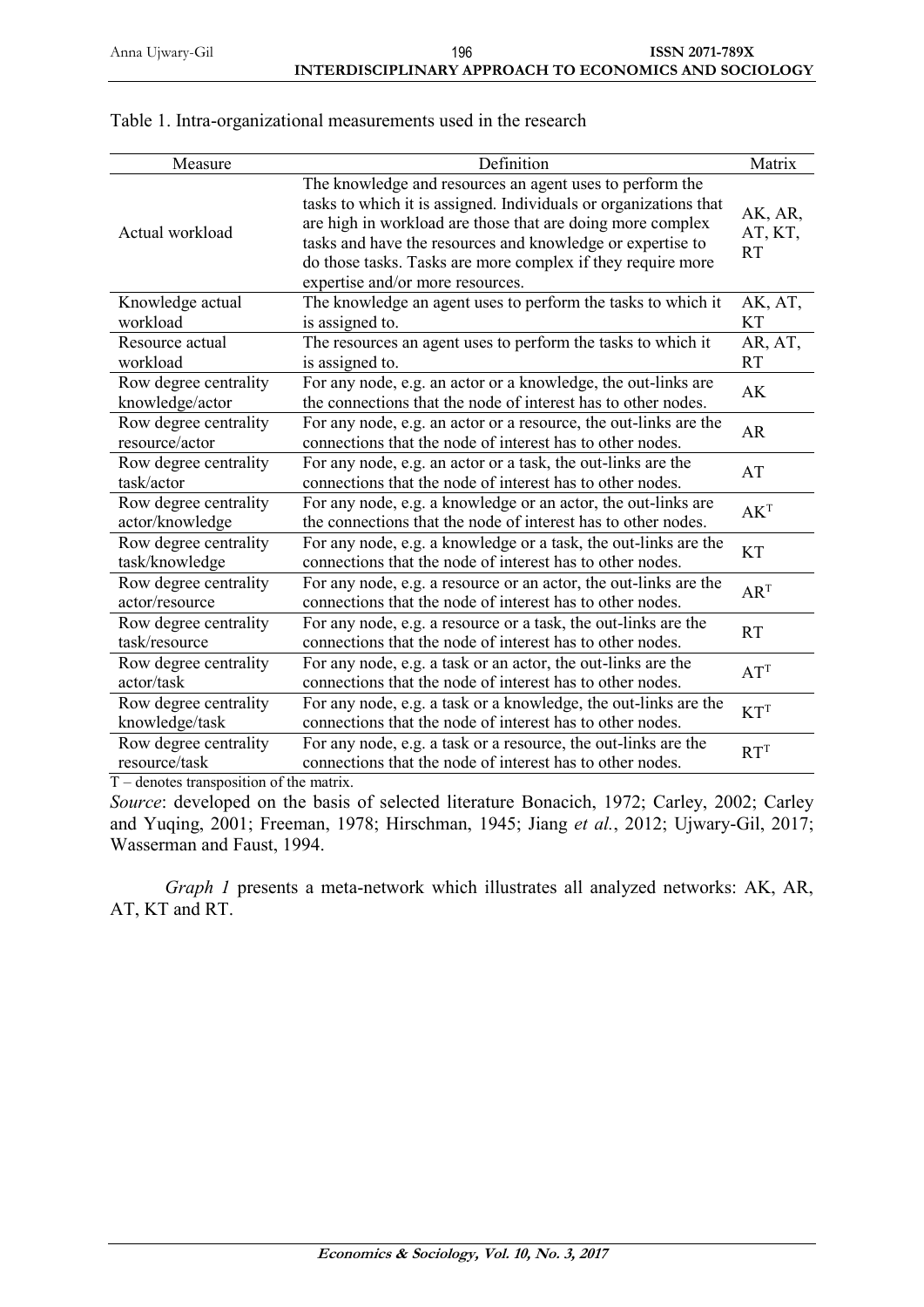Table 1. Intra-organizational measurements used in the research

| Measure | Definition | Matrix |
| --- | --- | --- |
| Actual workload | The knowledge and resources an agent uses to perform the tasks to which it is assigned. Individuals or organizations that are high in workload are those that are doing more complex tasks and have the resources and knowledge or expertise to do those tasks. Tasks are more complex if they require more expertise and/or more resources. | AK, AR, AT, KT, RT |
| Knowledge actual workload | The knowledge an agent uses to perform the tasks to which it is assigned to. | AK, AT, KT |
| Resource actual workload | The resources an agent uses to perform the tasks to which it is assigned to. | AR, AT, RT |
| Row degree centrality knowledge/actor | For any node, e.g. an actor or a knowledge, the out-links are the connections that the node of interest has to other nodes. | AK |
| Row degree centrality resource/actor | For any node, e.g. an actor or a resource, the out-links are the connections that the node of interest has to other nodes. | AR |
| Row degree centrality task/actor | For any node, e.g. an actor or a task, the out-links are the connections that the node of interest has to other nodes. | AT |
| Row degree centrality actor/knowledge | For any node, e.g. a knowledge or an actor, the out-links are the connections that the node of interest has to other nodes. | $AK^T$ |
| Row degree centrality task/knowledge | For any node, e.g. a knowledge or a task, the out-links are the connections that the node of interest has to other nodes. | KT |
| Row degree centrality actor/resource | For any node, e.g. a resource or an actor, the out-links are the connections that the node of interest has to other nodes. | $AR^T$ |
| Row degree centrality task/resource | For any node, e.g. a resource or a task, the out-links are the connections that the node of interest has to other nodes. | RT |
| Row degree centrality actor/task | For any node, e.g. a task or an actor, the out-links are the connections that the node of interest has to other nodes. | $AT^T$ |
| Row degree centrality knowledge/task | For any node, e.g. a task or a knowledge, the out-links are the connections that the node of interest has to other nodes. | $KT^T$ |
| Row degree centrality resource/task | For any node, e.g. a task or a resource, the out-links are the connections that the node of interest has to other nodes. | $RT^T$ |

T – denotes transposition of the matrix.

*Source*: developed on the basis of selected literature Bonacich, 1972; Carley, 2002; Carley and Yuqing, 2001; Freeman, 1978; Hirschman, 1945; Jiang *et al.*, 2012; Ujwary-Gil, 2017; Wasserman and Faust, 1994.

*Graph 1* presents a meta-network which illustrates all analyzed networks: AK, AR, AT, KT and RT.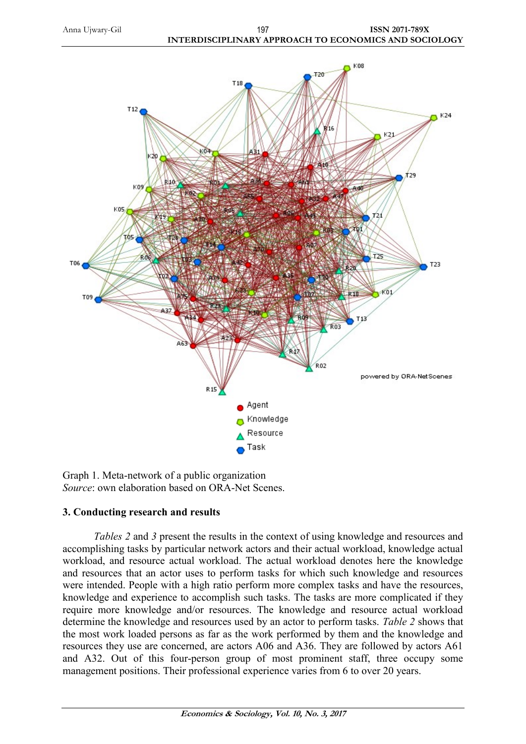Graph 1. Meta-network of a public organization
*Source*: own elaboration based on ORA-Net Scenes.

## 3. Conducting research and results

*Tables 2* and *3* present the results in the context of using knowledge and resources and accomplishing tasks by particular network actors and their actual workload, knowledge actual workload, and resource actual workload. The actual workload denotes here the knowledge and resources that an actor uses to perform tasks for which such knowledge and resources were intended. People with a high ratio perform more complex tasks and have the resources, knowledge and experience to accomplish such tasks. The tasks are more complicated if they require more knowledge and/or resources. The knowledge and resource actual workload determine the knowledge and resources used by an actor to perform tasks. *Table 2* shows that the most work loaded persons as far as the work performed by them and the knowledge and resources they use are concerned, are actors A06 and A36. They are followed by actors A61 and A32. Out of this four-person group of most prominent staff, three occupy some management positions. Their professional experience varies from 6 to over 20 years.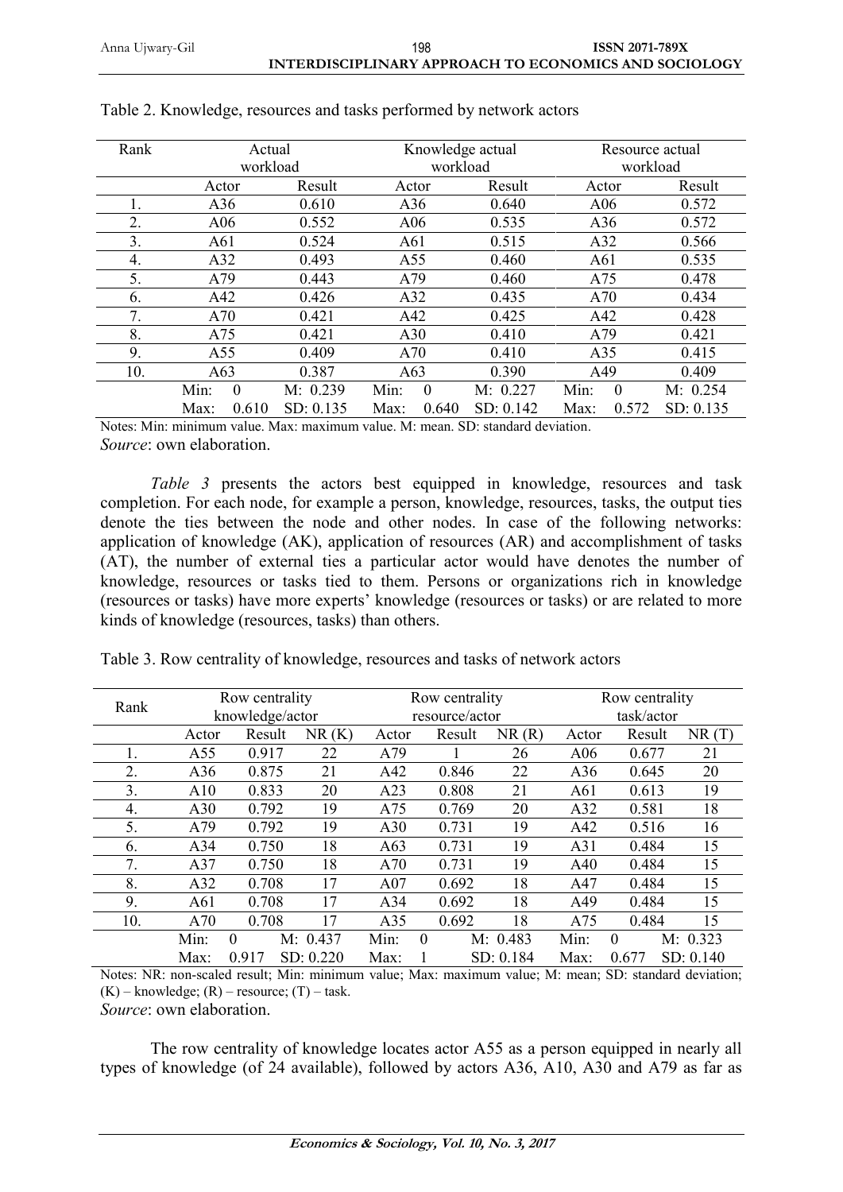Table 2. Knowledge, resources and tasks performed by network actors

| Rank | Actual workload | | Knowledge actual workload | | Resource actual workload | |
|---|---|---|---|---|---|---|
| | Actor | Result | Actor | Result | Actor | Result |
| 1. | A36 | 0.610 | A36 | 0.640 | A06 | 0.572 |
| 2. | A06 | 0.552 | A06 | 0.535 | A36 | 0.572 |
| 3. | A61 | 0.524 | A61 | 0.515 | A32 | 0.566 |
| 4. | A32 | 0.493 | A55 | 0.460 | A61 | 0.535 |
| 5. | A79 | 0.443 | A79 | 0.460 | A75 | 0.478 |
| 6. | A42 | 0.426 | A32 | 0.435 | A70 | 0.434 |
| 7. | A70 | 0.421 | A42 | 0.425 | A42 | 0.428 |
| 8. | A75 | 0.421 | A30 | 0.410 | A79 | 0.421 |
| 9. | A55 | 0.409 | A70 | 0.410 | A35 | 0.415 |
| 10. | A63 | 0.387 | A63 | 0.390 | A49 | 0.409 |
| | Min: 0 | M: 0.239 | Min: 0 | M: 0.227 | Min: 0 | M: 0.254 |
| | Max: 0.610 | SD: 0.135 | Max: 0.640 | SD: 0.142 | Max: 0.572 | SD: 0.135 |

Notes: Min: minimum value. Max: maximum value. M: mean. SD: standard deviation.
*Source*: own elaboration.

*Table 3* presents the actors best equipped in knowledge, resources and task completion. For each node, for example a person, knowledge, resources, tasks, the output ties denote the ties between the node and other nodes. In case of the following networks: application of knowledge (AK), application of resources (AR) and accomplishment of tasks (AT), the number of external ties a particular actor would have denotes the number of knowledge, resources or tasks tied to them. Persons or organizations rich in knowledge (resources or tasks) have more experts' knowledge (resources or tasks) or are related to more kinds of knowledge (resources, tasks) than others.

Table 3. Row centrality of knowledge, resources and tasks of network actors

| Rank | Row centrality knowledge/actor | | | Row centrality resource/actor | | | Row centrality task/actor | | |
|---|---|---|---|---|---|---|---|---|---|
| | Actor | Result | NR (K) | Actor | Result | NR (R) | Actor | Result | NR (T) |
| 1. | A55 | 0.917 | 22 | A79 | 1 | 26 | A06 | 0.677 | 21 |
| 2. | A36 | 0.875 | 21 | A42 | 0.846 | 22 | A36 | 0.645 | 20 |
| 3. | A10 | 0.833 | 20 | A23 | 0.808 | 21 | A61 | 0.613 | 19 |
| 4. | A30 | 0.792 | 19 | A75 | 0.769 | 20 | A32 | 0.581 | 18 |
| 5. | A79 | 0.792 | 19 | A30 | 0.731 | 19 | A42 | 0.516 | 16 |
| 6. | A34 | 0.750 | 18 | A63 | 0.731 | 19 | A31 | 0.484 | 15 |
| 7. | A37 | 0.750 | 18 | A70 | 0.731 | 19 | A40 | 0.484 | 15 |
| 8. | A32 | 0.708 | 17 | A07 | 0.692 | 18 | A47 | 0.484 | 15 |
| 9. | A61 | 0.708 | 17 | A34 | 0.692 | 18 | A49 | 0.484 | 15 |
| 10. | A70 | 0.708 | 17 | A35 | 0.692 | 18 | A75 | 0.484 | 15 |
| | Min: 0 | M: 0.437 | | Min: 0 | M: 0.483 | | Min: 0 | M: 0.323 | |
| | Max: 0.917 | SD: 0.220 | | Max: 1 | SD: 0.184 | | Max: 0.677 | SD: 0.140 | |

Notes: NR: non-scaled result; Min: minimum value; Max: maximum value; M: mean; SD: standard deviation; (K) – knowledge; (R) – resource; (T) – task.
*Source*: own elaboration.

The row centrality of knowledge locates actor A55 as a person equipped in nearly all types of knowledge (of 24 available), followed by actors A36, A10, A30 and A79 as far as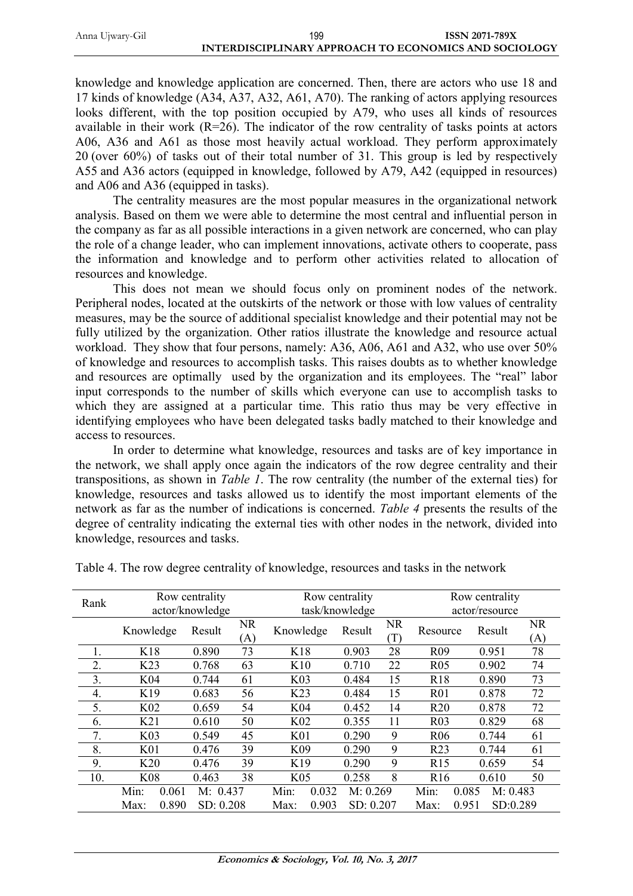knowledge and knowledge application are concerned. Then, there are actors who use 18 and 17 kinds of knowledge (A34, A37, A32, A61, A70). The ranking of actors applying resources looks different, with the top position occupied by A79, who uses all kinds of resources available in their work (R=26). The indicator of the row centrality of tasks points at actors A06, A36 and A61 as those most heavily actual workload. They perform approximately 20 (over 60%) of tasks out of their total number of 31. This group is led by respectively A55 and A36 actors (equipped in knowledge, followed by A79, A42 (equipped in resources) and A06 and A36 (equipped in tasks).

The centrality measures are the most popular measures in the organizational network analysis. Based on them we were able to determine the most central and influential person in the company as far as all possible interactions in a given network are concerned, who can play the role of a change leader, who can implement innovations, activate others to cooperate, pass the information and knowledge and to perform other activities related to allocation of resources and knowledge.

This does not mean we should focus only on prominent nodes of the network. Peripheral nodes, located at the outskirts of the network or those with low values of centrality measures, may be the source of additional specialist knowledge and their potential may not be fully utilized by the organization. Other ratios illustrate the knowledge and resource actual workload. They show that four persons, namely: A36, A06, A61 and A32, who use over 50% of knowledge and resources to accomplish tasks. This raises doubts as to whether knowledge and resources are optimally used by the organization and its employees. The "real" labor input corresponds to the number of skills which everyone can use to accomplish tasks to which they are assigned at a particular time. This ratio thus may be very effective in identifying employees who have been delegated tasks badly matched to their knowledge and access to resources.

In order to determine what knowledge, resources and tasks are of key importance in the network, we shall apply once again the indicators of the row degree centrality and their transpositions, as shown in *Table 1*. The row centrality (the number of the external ties) for knowledge, resources and tasks allowed us to identify the most important elements of the network as far as the number of indications is concerned. *Table 4* presents the results of the degree of centrality indicating the external ties with other nodes in the network, divided into knowledge, resources and tasks.

Table 4. The row degree centrality of knowledge, resources and tasks in the network

| Rank | Row centrality actor/knowledge | | | Row centrality task/knowledge | | | Row centrality actor/resource | | |
|---|---|---|---|---|---|---|---|---|---|
| | Knowledge | Result | NR (A) | Knowledge | Result | NR (T) | Resource | Result | NR (A) |
| 1. | K18 | 0.890 | 73 | K18 | 0.903 | 28 | R09 | 0.951 | 78 |
| 2. | K23 | 0.768 | 63 | K10 | 0.710 | 22 | R05 | 0.902 | 74 |
| 3. | K04 | 0.744 | 61 | K03 | 0.484 | 15 | R18 | 0.890 | 73 |
| 4. | K19 | 0.683 | 56 | K23 | 0.484 | 15 | R01 | 0.878 | 72 |
| 5. | K02 | 0.659 | 54 | K04 | 0.452 | 14 | R20 | 0.878 | 72 |
| 6. | K21 | 0.610 | 50 | K02 | 0.355 | 11 | R03 | 0.829 | 68 |
| 7. | K03 | 0.549 | 45 | K01 | 0.290 | 9 | R06 | 0.744 | 61 |
| 8. | K01 | 0.476 | 39 | K09 | 0.290 | 9 | R23 | 0.744 | 61 |
| 9. | K20 | 0.476 | 39 | K19 | 0.290 | 9 | R15 | 0.659 | 54 |
| 10. | K08 | 0.463 | 38 | K05 | 0.258 | 8 | R16 | 0.610 | 50 |
| | Min: 0.061 | M: 0.437 | | Min: 0.032 | M: 0.269 | | Min: 0.085 | M: 0.483 | |
| | Max: 0.890 | SD: 0.208 | | Max: 0.903 | SD: 0.207 | | Max: 0.951 | SD:0.289 | |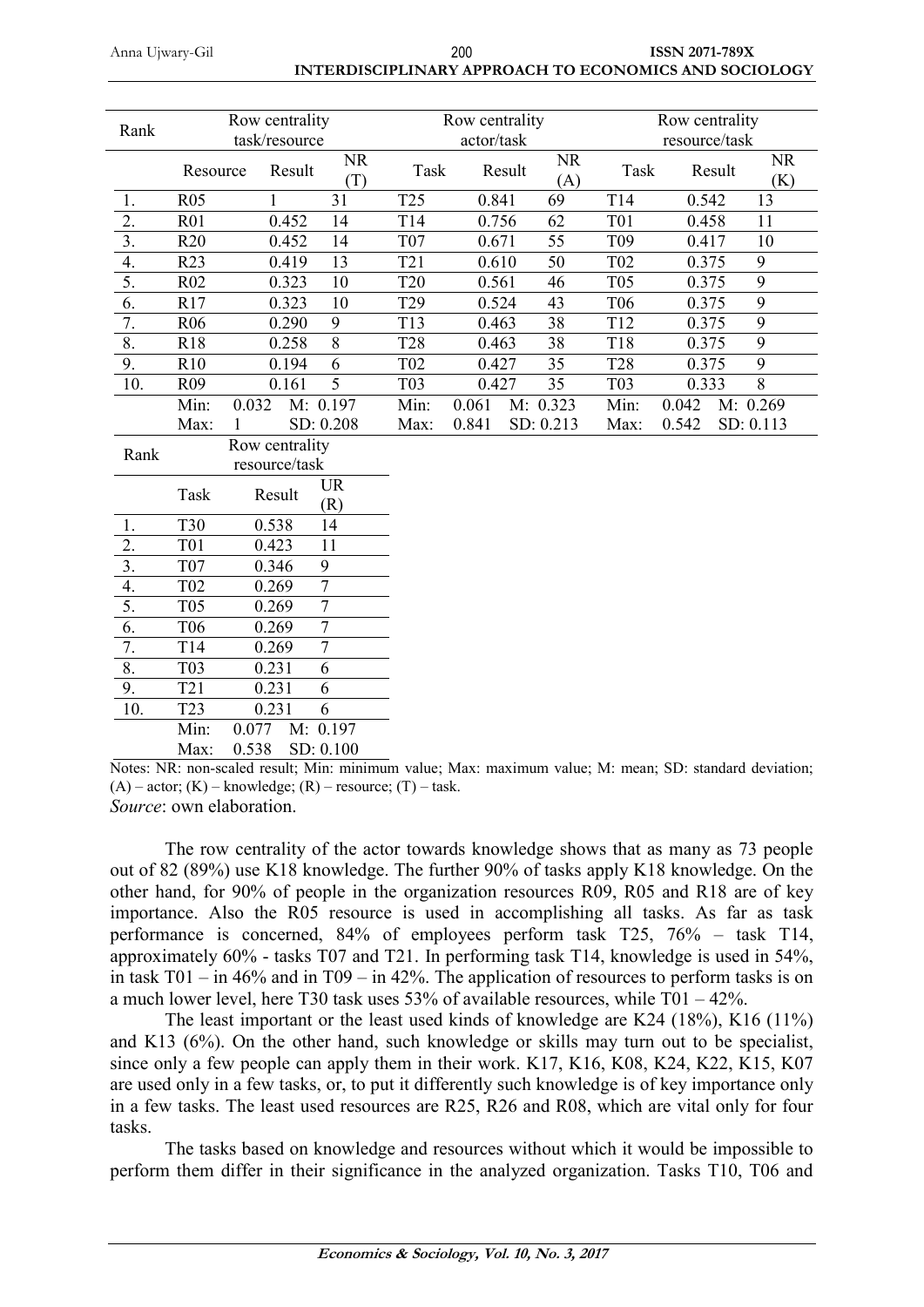| Rank | Row centrality task/resource | | | Row centrality actor/task | | | Row centrality resource/task | | |
|---|---|---|---|---|---|---|---|---|---|
| | Resource | Result | NR (T) | Task | Result | NR (A) | Task | Result | NR (K) |
| 1. | R05 | 1 | 31 | T25 | 0.841 | 69 | T14 | 0.542 | 13 |
| 2. | R01 | 0.452 | 14 | T14 | 0.756 | 62 | T01 | 0.458 | 11 |
| 3. | R20 | 0.452 | 14 | T07 | 0.671 | 55 | T09 | 0.417 | 10 |
| 4. | R23 | 0.419 | 13 | T21 | 0.610 | 50 | T02 | 0.375 | 9 |
| 5. | R02 | 0.323 | 10 | T20 | 0.561 | 46 | T05 | 0.375 | 9 |
| 6. | R17 | 0.323 | 10 | T29 | 0.524 | 43 | T06 | 0.375 | 9 |
| 7. | R06 | 0.290 | 9 | T13 | 0.463 | 38 | T12 | 0.375 | 9 |
| 8. | R18 | 0.258 | 8 | T28 | 0.463 | 38 | T18 | 0.375 | 9 |
| 9. | R10 | 0.194 | 6 | T02 | 0.427 | 35 | T28 | 0.375 | 9 |
| 10. | R09 | 0.161 | 5 | T03 | 0.427 | 35 | T03 | 0.333 | 8 |
| | Min: 0.032 | M: 0.197 | | Min: 0.061 | M: 0.323 | | Min: 0.042 | M: 0.269 | |
| | Max: 1 | SD: 0.208 | | Max: 0.841 | SD: 0.213 | | Max: 0.542 | SD: 0.113 | |

| Rank | Row centrality resource/task | | |
|---|---|---|---|
| | Task | Result | UR (R) |
| 1. | T30 | 0.538 | 14 |
| 2. | T01 | 0.423 | 11 |
| 3. | T07 | 0.346 | 9 |
| 4. | T02 | 0.269 | 7 |
| 5. | T05 | 0.269 | 7 |
| 6. | T06 | 0.269 | 7 |
| 7. | T14 | 0.269 | 7 |
| 8. | T03 | 0.231 | 6 |
| 9. | T21 | 0.231 | 6 |
| 10. | T23 | 0.231 | 6 |
| | Min: 0.077 | M: 0.197 | |
| | Max: 0.538 | SD: 0.100 | |

Notes: NR: non-scaled result; Min: minimum value; Max: maximum value; M: mean; SD: standard deviation; (A) – actor; (K) – knowledge; (R) – resource; (T) – task.

*Source*: own elaboration.

The row centrality of the actor towards knowledge shows that as many as 73 people out of 82 (89%) use K18 knowledge. The further 90% of tasks apply K18 knowledge. On the other hand, for 90% of people in the organization resources R09, R05 and R18 are of key importance. Also the R05 resource is used in accomplishing all tasks. As far as task performance is concerned, 84% of employees perform task T25, 76% – task T14, approximately 60% - tasks T07 and T21. In performing task T14, knowledge is used in 54%, in task T01 – in 46% and in T09 – in 42%. The application of resources to perform tasks is on a much lower level, here T30 task uses 53% of available resources, while T01 – 42%.

The least important or the least used kinds of knowledge are K24 (18%), K16 (11%) and K13 (6%). On the other hand, such knowledge or skills may turn out to be specialist, since only a few people can apply them in their work. K17, K16, K08, K24, K22, K15, K07 are used only in a few tasks, or, to put it differently such knowledge is of key importance only in a few tasks. The least used resources are R25, R26 and R08, which are vital only for four tasks.

The tasks based on knowledge and resources without which it would be impossible to perform them differ in their significance in the analyzed organization. Tasks T10, T06 and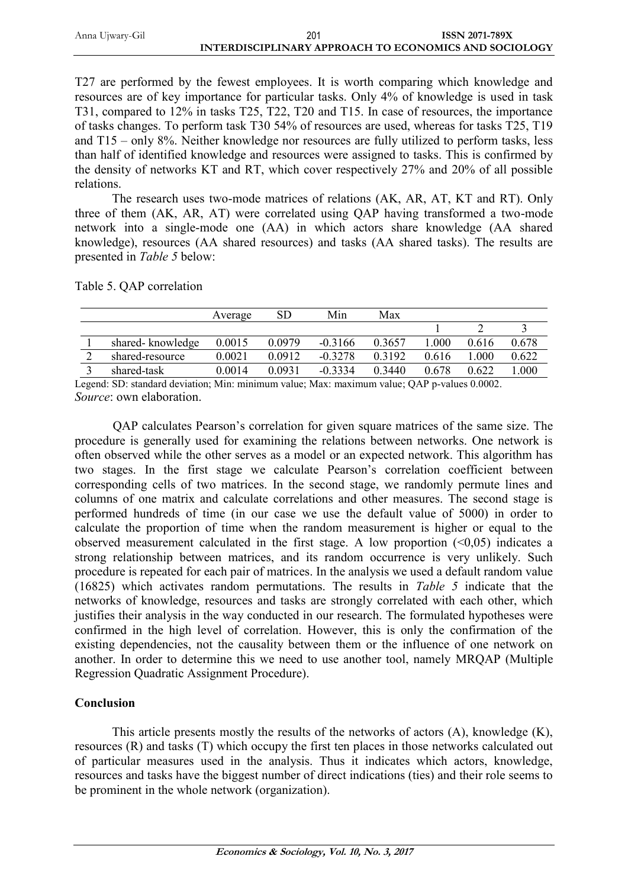T27 are performed by the fewest employees. It is worth comparing which knowledge and resources are of key importance for particular tasks. Only 4% of knowledge is used in task T31, compared to 12% in tasks T25, T22, T20 and T15. In case of resources, the importance of tasks changes. To perform task T30 54% of resources are used, whereas for tasks T25, T19 and T15 – only 8%. Neither knowledge nor resources are fully utilized to perform tasks, less than half of identified knowledge and resources were assigned to tasks. This is confirmed by the density of networks KT and RT, which cover respectively 27% and 20% of all possible relations.

The research uses two-mode matrices of relations (AK, AR, AT, KT and RT). Only three of them (AK, AR, AT) were correlated using QAP having transformed a two-mode network into a single-mode one (AA) in which actors share knowledge (AA shared knowledge), resources (AA shared resources) and tasks (AA shared tasks). The results are presented in *Table 5* below:

Table 5. QAP correlation

| | | Average | SD | Min | Max | | | |
|---|---|---|---|---|---|---|---|---|
| | | | | | | 1 | 2 | 3 |
| 1 | shared- knowledge | 0.0015 | 0.0979 | -0.3166 | 0.3657 | 1.000 | 0.616 | 0.678 |
| 2 | shared-resource | 0.0021 | 0.0912 | -0.3278 | 0.3192 | 0.616 | 1.000 | 0.622 |
| 3 | shared-task | 0.0014 | 0.0931 | -0.3334 | 0.3440 | 0.678 | 0.622 | 1.000 |

Legend: SD: standard deviation; Min: minimum value; Max: maximum value; QAP p-values 0.0002.
*Source*: own elaboration.

QAP calculates Pearson's correlation for given square matrices of the same size. The procedure is generally used for examining the relations between networks. One network is often observed while the other serves as a model or an expected network. This algorithm has two stages. In the first stage we calculate Pearson's correlation coefficient between corresponding cells of two matrices. In the second stage, we randomly permute lines and columns of one matrix and calculate correlations and other measures. The second stage is performed hundreds of time (in our case we use the default value of 5000) in order to calculate the proportion of time when the random measurement is higher or equal to the observed measurement calculated in the first stage. A low proportion (<0,05) indicates a strong relationship between matrices, and its random occurrence is very unlikely. Such procedure is repeated for each pair of matrices. In the analysis we used a default random value (16825) which activates random permutations. The results in *Table 5* indicate that the networks of knowledge, resources and tasks are strongly correlated with each other, which justifies their analysis in the way conducted in our research. The formulated hypotheses were confirmed in the high level of correlation. However, this is only the confirmation of the existing dependencies, not the causality between them or the influence of one network on another. In order to determine this we need to use another tool, namely MRQAP (Multiple Regression Quadratic Assignment Procedure).

## Conclusion

This article presents mostly the results of the networks of actors (A), knowledge (K), resources (R) and tasks (T) which occupy the first ten places in those networks calculated out of particular measures used in the analysis. Thus it indicates which actors, knowledge, resources and tasks have the biggest number of direct indications (ties) and their role seems to be prominent in the whole network (organization).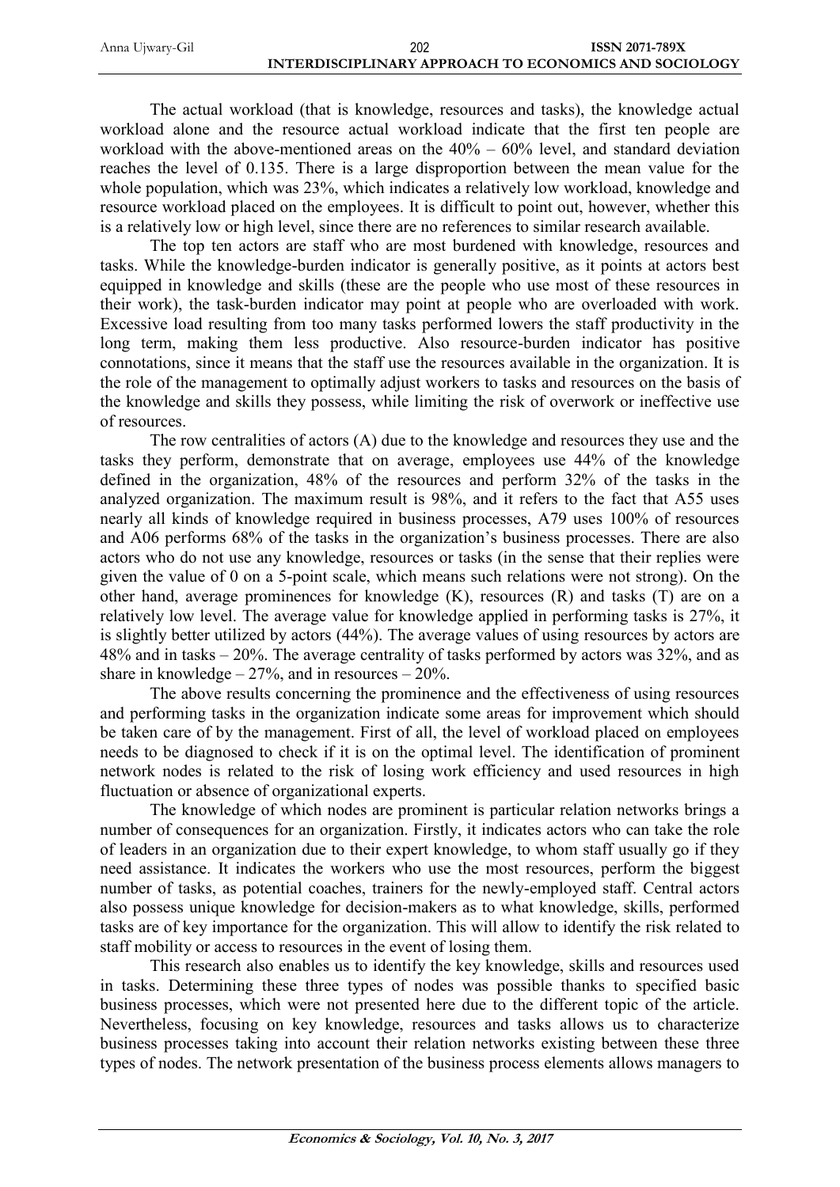The actual workload (that is knowledge, resources and tasks), the knowledge actual workload alone and the resource actual workload indicate that the first ten people are workload with the above-mentioned areas on the 40% – 60% level, and standard deviation reaches the level of 0.135. There is a large disproportion between the mean value for the whole population, which was 23%, which indicates a relatively low workload, knowledge and resource workload placed on the employees. It is difficult to point out, however, whether this is a relatively low or high level, since there are no references to similar research available.

The top ten actors are staff who are most burdened with knowledge, resources and tasks. While the knowledge-burden indicator is generally positive, as it points at actors best equipped in knowledge and skills (these are the people who use most of these resources in their work), the task-burden indicator may point at people who are overloaded with work. Excessive load resulting from too many tasks performed lowers the staff productivity in the long term, making them less productive. Also resource-burden indicator has positive connotations, since it means that the staff use the resources available in the organization. It is the role of the management to optimally adjust workers to tasks and resources on the basis of the knowledge and skills they possess, while limiting the risk of overwork or ineffective use of resources.

The row centralities of actors (A) due to the knowledge and resources they use and the tasks they perform, demonstrate that on average, employees use 44% of the knowledge defined in the organization, 48% of the resources and perform 32% of the tasks in the analyzed organization. The maximum result is 98%, and it refers to the fact that A55 uses nearly all kinds of knowledge required in business processes, A79 uses 100% of resources and A06 performs 68% of the tasks in the organization's business processes. There are also actors who do not use any knowledge, resources or tasks (in the sense that their replies were given the value of 0 on a 5-point scale, which means such relations were not strong). On the other hand, average prominences for knowledge (K), resources (R) and tasks (T) are on a relatively low level. The average value for knowledge applied in performing tasks is 27%, it is slightly better utilized by actors (44%). The average values of using resources by actors are 48% and in tasks – 20%. The average centrality of tasks performed by actors was 32%, and as share in knowledge – 27%, and in resources – 20%.

The above results concerning the prominence and the effectiveness of using resources and performing tasks in the organization indicate some areas for improvement which should be taken care of by the management. First of all, the level of workload placed on employees needs to be diagnosed to check if it is on the optimal level. The identification of prominent network nodes is related to the risk of losing work efficiency and used resources in high fluctuation or absence of organizational experts.

The knowledge of which nodes are prominent is particular relation networks brings a number of consequences for an organization. Firstly, it indicates actors who can take the role of leaders in an organization due to their expert knowledge, to whom staff usually go if they need assistance. It indicates the workers who use the most resources, perform the biggest number of tasks, as potential coaches, trainers for the newly-employed staff. Central actors also possess unique knowledge for decision-makers as to what knowledge, skills, performed tasks are of key importance for the organization. This will allow to identify the risk related to staff mobility or access to resources in the event of losing them.

This research also enables us to identify the key knowledge, skills and resources used in tasks. Determining these three types of nodes was possible thanks to specified basic business processes, which were not presented here due to the different topic of the article. Nevertheless, focusing on key knowledge, resources and tasks allows us to characterize business processes taking into account their relation networks existing between these three types of nodes. The network presentation of the business process elements allows managers to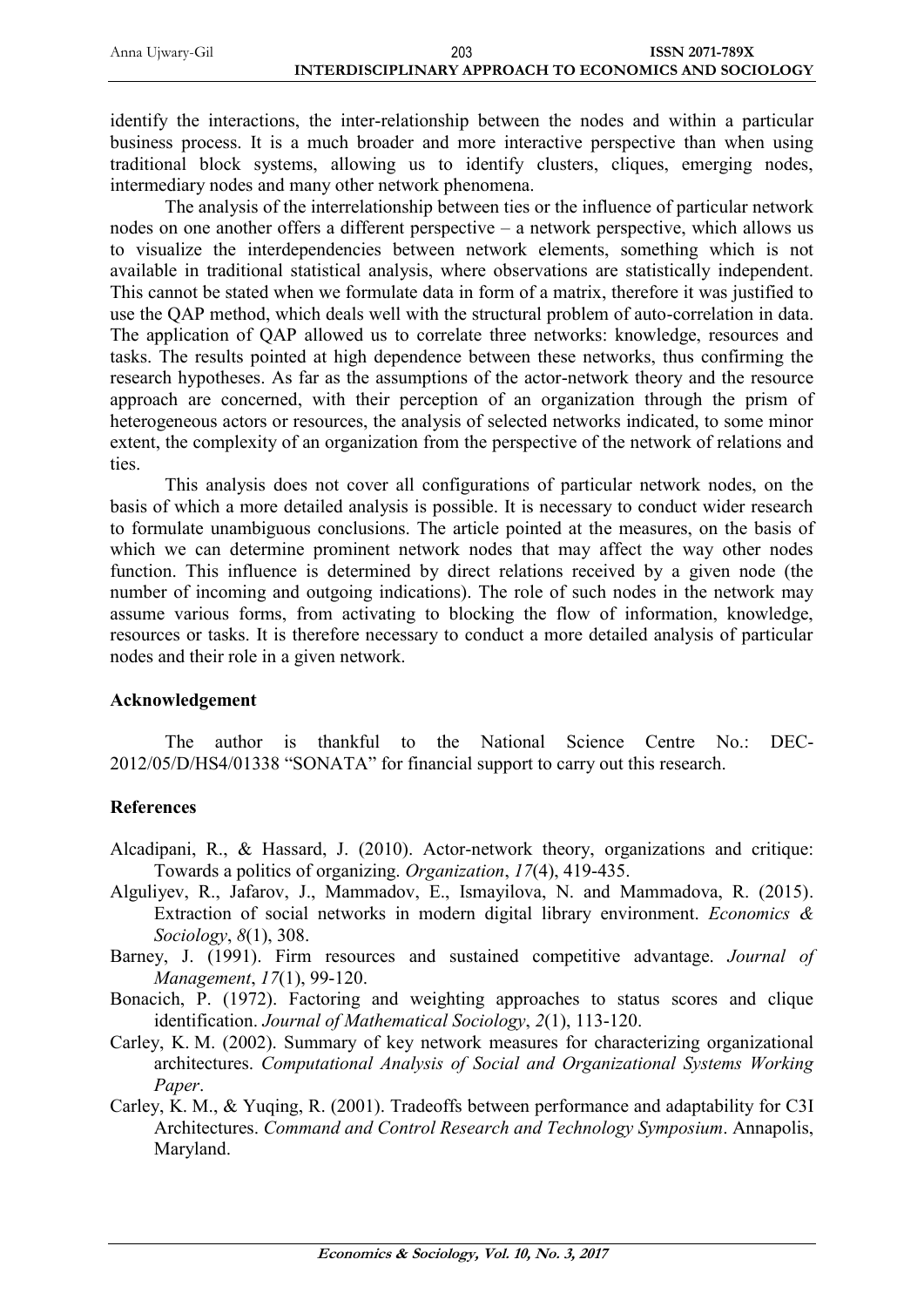identify the interactions, the inter-relationship between the nodes and within a particular business process. It is a much broader and more interactive perspective than when using traditional block systems, allowing us to identify clusters, cliques, emerging nodes, intermediary nodes and many other network phenomena.

The analysis of the interrelationship between ties or the influence of particular network nodes on one another offers a different perspective – a network perspective, which allows us to visualize the interdependencies between network elements, something which is not available in traditional statistical analysis, where observations are statistically independent. This cannot be stated when we formulate data in form of a matrix, therefore it was justified to use the QAP method, which deals well with the structural problem of auto-correlation in data. The application of QAP allowed us to correlate three networks: knowledge, resources and tasks. The results pointed at high dependence between these networks, thus confirming the research hypotheses. As far as the assumptions of the actor-network theory and the resource approach are concerned, with their perception of an organization through the prism of heterogeneous actors or resources, the analysis of selected networks indicated, to some minor extent, the complexity of an organization from the perspective of the network of relations and ties.

This analysis does not cover all configurations of particular network nodes, on the basis of which a more detailed analysis is possible. It is necessary to conduct wider research to formulate unambiguous conclusions. The article pointed at the measures, on the basis of which we can determine prominent network nodes that may affect the way other nodes function. This influence is determined by direct relations received by a given node (the number of incoming and outgoing indications). The role of such nodes in the network may assume various forms, from activating to blocking the flow of information, knowledge, resources or tasks. It is therefore necessary to conduct a more detailed analysis of particular nodes and their role in a given network.

## Acknowledgement

The author is thankful to the National Science Centre No.: DEC-2012/05/D/HS4/01338 "SONATA" for financial support to carry out this research.

## References

Alcadipani, R., & Hassard, J. (2010). Actor-network theory, organizations and critique: Towards a politics of organizing. *Organization*, *17*(4), 419-435.

Alguliyev, R., Jafarov, J., Mammadov, E., Ismayilova, N. and Mammadova, R. (2015). Extraction of social networks in modern digital library environment. *Economics & Sociology*, *8*(1), 308.

Barney, J. (1991). Firm resources and sustained competitive advantage. *Journal of Management*, *17*(1), 99-120.

Bonacich, P. (1972). Factoring and weighting approaches to status scores and clique identification. *Journal of Mathematical Sociology*, *2*(1), 113-120.

Carley, K. M. (2002). Summary of key network measures for characterizing organizational architectures. *Computational Analysis of Social and Organizational Systems Working Paper*.

Carley, K. M., & Yuqing, R. (2001). Tradeoffs between performance and adaptability for C3I Architectures. *Command and Control Research and Technology Symposium*. Annapolis, Maryland.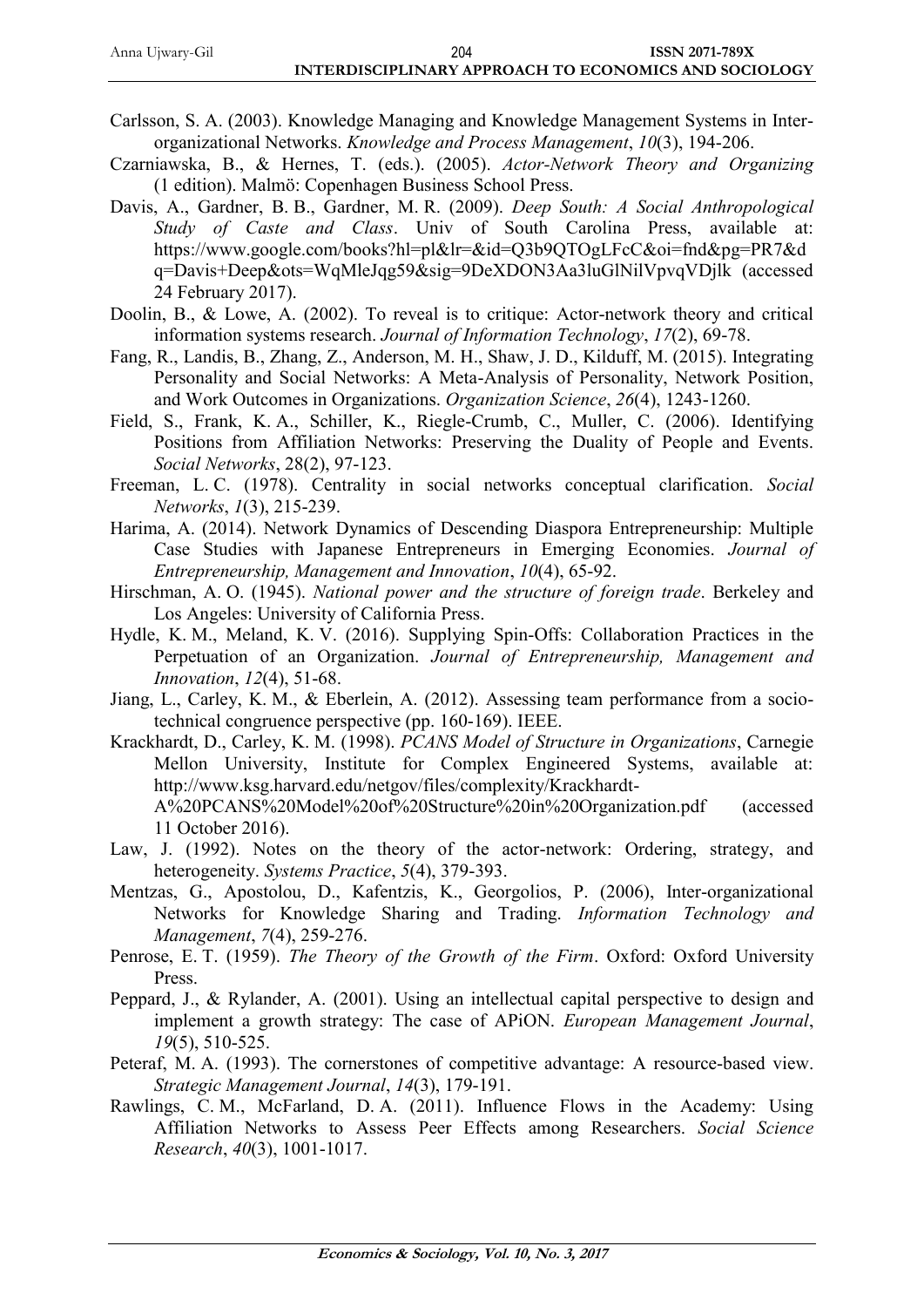Carlsson, S. A. (2003). Knowledge Managing and Knowledge Management Systems in Inter-organizational Networks. *Knowledge and Process Management*, *10*(3), 194-206.

Czarniawska, B., & Hernes, T. (eds.). (2005). *Actor-Network Theory and Organizing* (1 edition). Malmö: Copenhagen Business School Press.

Davis, A., Gardner, B. B., Gardner, M. R. (2009). *Deep South: A Social Anthropological Study of Caste and Class*. Univ of South Carolina Press, available at: https://www.google.com/books?hl=pl&lr=&id=Q3b9QTOgLFcC&oi=fnd&pg=PR7&dq=Davis+Deep&ots=WqMleJqg59&sig=9DeXDON3Aa3luGlNilVpvqVDjlk (accessed 24 February 2017).

Doolin, B., & Lowe, A. (2002). To reveal is to critique: Actor-network theory and critical information systems research. *Journal of Information Technology*, *17*(2), 69-78.

Fang, R., Landis, B., Zhang, Z., Anderson, M. H., Shaw, J. D., Kilduff, M. (2015). Integrating Personality and Social Networks: A Meta-Analysis of Personality, Network Position, and Work Outcomes in Organizations. *Organization Science*, *26*(4), 1243-1260.

Field, S., Frank, K. A., Schiller, K., Riegle-Crumb, C., Muller, C. (2006). Identifying Positions from Affiliation Networks: Preserving the Duality of People and Events. *Social Networks*, 28(2), 97-123.

Freeman, L. C. (1978). Centrality in social networks conceptual clarification. *Social Networks*, *1*(3), 215-239.

Harima, A. (2014). Network Dynamics of Descending Diaspora Entrepreneurship: Multiple Case Studies with Japanese Entrepreneurs in Emerging Economies. *Journal of Entrepreneurship, Management and Innovation*, *10*(4), 65-92.

Hirschman, A. O. (1945). *National power and the structure of foreign trade*. Berkeley and Los Angeles: University of California Press.

Hydle, K. M., Meland, K. V. (2016). Supplying Spin-Offs: Collaboration Practices in the Perpetuation of an Organization. *Journal of Entrepreneurship, Management and Innovation*, *12*(4), 51-68.

Jiang, L., Carley, K. M., & Eberlein, A. (2012). Assessing team performance from a socio-technical congruence perspective (pp. 160-169). IEEE.

Krackhardt, D., Carley, K. M. (1998). *PCANS Model of Structure in Organizations*, Carnegie Mellon University, Institute for Complex Engineered Systems, available at: http://www.ksg.harvard.edu/netgov/files/complexity/Krackhardt-A%20PCANS%20Model%20of%20Structure%20in%20Organization.pdf (accessed 11 October 2016).

Law, J. (1992). Notes on the theory of the actor-network: Ordering, strategy, and heterogeneity. *Systems Practice*, *5*(4), 379-393.

Mentzas, G., Apostolou, D., Kafentzis, K., Georgolios, P. (2006), Inter-organizational Networks for Knowledge Sharing and Trading. *Information Technology and Management*, *7*(4), 259-276.

Penrose, E. T. (1959). *The Theory of the Growth of the Firm*. Oxford: Oxford University Press.

Peppard, J., & Rylander, A. (2001). Using an intellectual capital perspective to design and implement a growth strategy: The case of APiON. *European Management Journal*, *19*(5), 510-525.

Peteraf, M. A. (1993). The cornerstones of competitive advantage: A resource-based view. *Strategic Management Journal*, *14*(3), 179-191.

Rawlings, C. M., McFarland, D. A. (2011). Influence Flows in the Academy: Using Affiliation Networks to Assess Peer Effects among Researchers. *Social Science Research*, *40*(3), 1001-1017.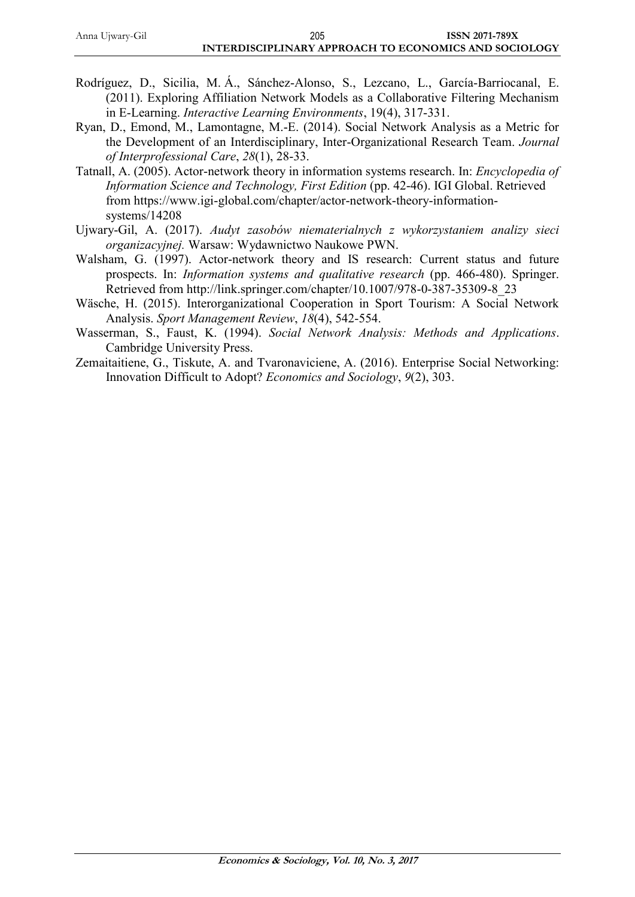Rodríguez, D., Sicilia, M. Á., Sánchez-Alonso, S., Lezcano, L., García-Barriocanal, E. (2011). Exploring Affiliation Network Models as a Collaborative Filtering Mechanism in E-Learning. *Interactive Learning Environments*, 19(4), 317-331.

Ryan, D., Emond, M., Lamontagne, M.-E. (2014). Social Network Analysis as a Metric for the Development of an Interdisciplinary, Inter-Organizational Research Team. *Journal of Interprofessional Care*, *28*(1), 28-33.

Tatnall, A. (2005). Actor-network theory in information systems research. In: *Encyclopedia of Information Science and Technology, First Edition* (pp. 42-46). IGI Global. Retrieved from https://www.igi-global.com/chapter/actor-network-theory-information-systems/14208

Ujwary-Gil, A. (2017). *Audyt zasobów niematerialnych z wykorzystaniem analizy sieci organizacyjnej.* Warsaw: Wydawnictwo Naukowe PWN.

Walsham, G. (1997). Actor-network theory and IS research: Current status and future prospects. In: *Information systems and qualitative research* (pp. 466-480). Springer. Retrieved from http://link.springer.com/chapter/10.1007/978-0-387-35309-8_23

Wäsche, H. (2015). Interorganizational Cooperation in Sport Tourism: A Social Network Analysis. *Sport Management Review*, *18*(4), 542-554.

Wasserman, S., Faust, K. (1994). *Social Network Analysis: Methods and Applications*. Cambridge University Press.

Zemaitaitiene, G., Tiskute, A. and Tvaronaviciene, A. (2016). Enterprise Social Networking: Innovation Difficult to Adopt? *Economics and Sociology*, *9*(2), 303.